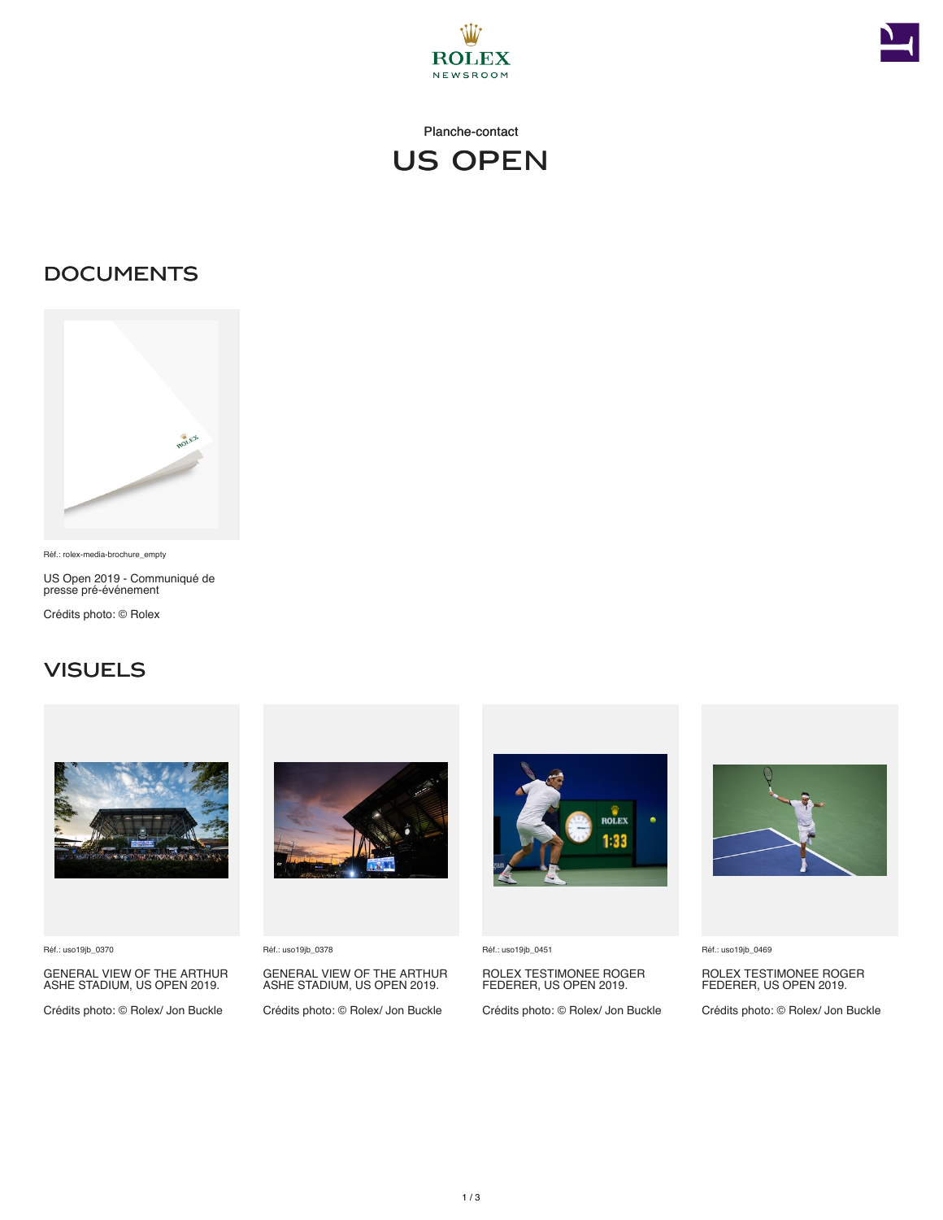ROLEX
NEWSROOM

Planche-contact

# US OPEN

## DOCUMENTS

Réf.: rolex-media-brochure_empty

US Open 2019 - Communiqué de presse pré-événement

Crédits photo: © Rolex

## VISUELS

Réf.: uso19jb_0370

GENERAL VIEW OF THE ARTHUR ASHE STADIUM, US OPEN 2019.

Crédits photo: © Rolex/ Jon Buckle

Réf.: uso19jb_0378

GENERAL VIEW OF THE ARTHUR ASHE STADIUM, US OPEN 2019.

Crédits photo: © Rolex/ Jon Buckle

Réf.: uso19jb_0451

ROLEX TESTIMONEE ROGER FEDERER, US OPEN 2019.

Crédits photo: © Rolex/ Jon Buckle

Réf.: uso19jb_0469

ROLEX TESTIMONEE ROGER FEDERER, US OPEN 2019.

Crédits photo: © Rolex/ Jon Buckle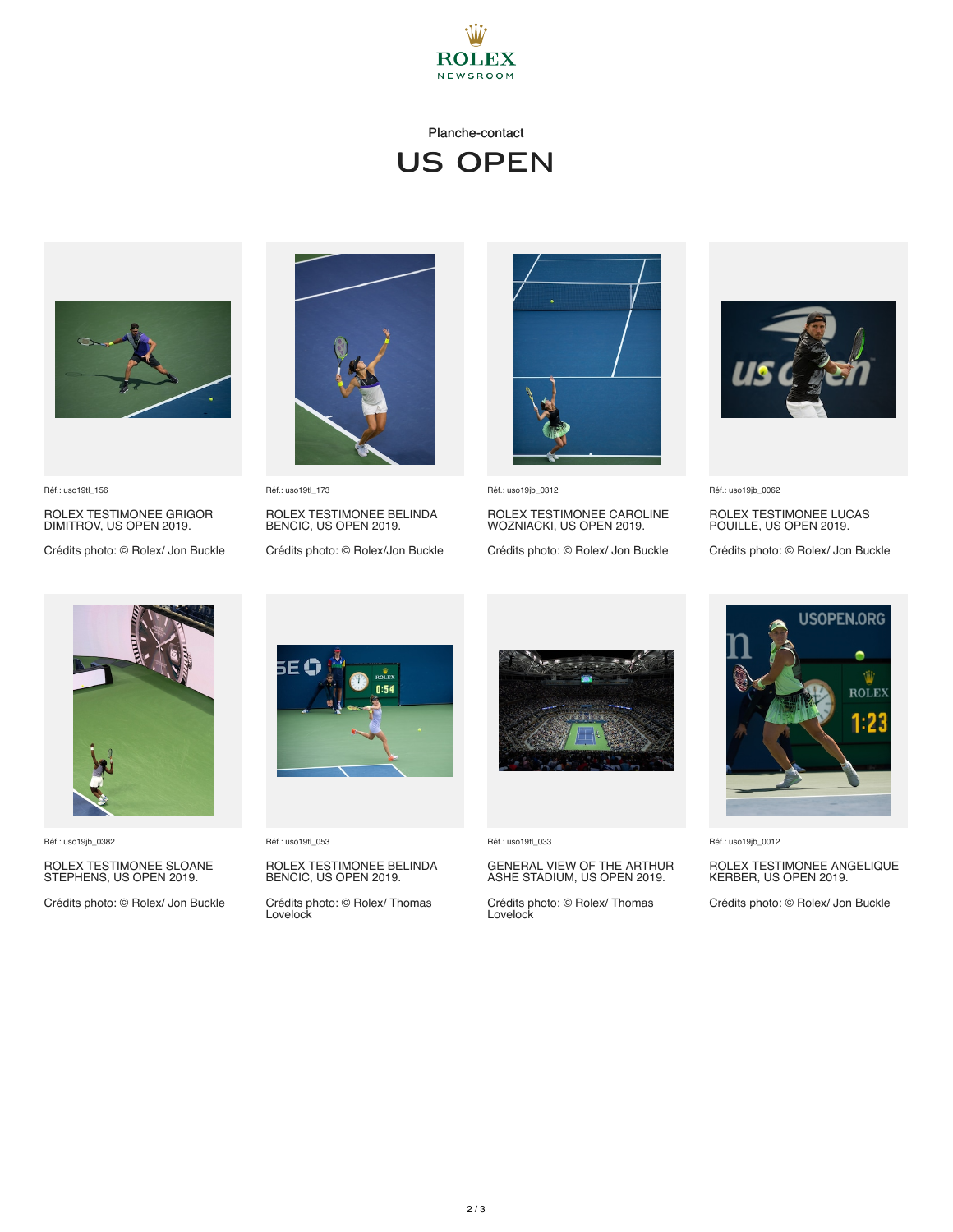ROLEX
NEWSROOM

Planche-contact

# US OPEN

Réf.: uso19tl_156

ROLEX TESTIMONEE GRIGOR DIMITROV, US OPEN 2019.

Crédits photo: © Rolex/ Jon Buckle

Réf.: uso19tl_173

ROLEX TESTIMONEE BELINDA BENCIC, US OPEN 2019.

Crédits photo: © Rolex/Jon Buckle

Réf.: uso19jb_0312

ROLEX TESTIMONEE CAROLINE WOZNIACKI, US OPEN 2019.

Crédits photo: © Rolex/ Jon Buckle

Réf.: uso19jb_0062

ROLEX TESTIMONEE LUCAS POUILLE, US OPEN 2019.

Crédits photo: © Rolex/ Jon Buckle

Réf.: uso19jb_0382

ROLEX TESTIMONEE SLOANE STEPHENS, US OPEN 2019.

Crédits photo: © Rolex/ Jon Buckle

Réf.: uso19tl_053

ROLEX TESTIMONEE BELINDA BENCIC, US OPEN 2019.

Crédits photo: © Rolex/ Thomas Lovelock

Réf.: uso19tl_033

GENERAL VIEW OF THE ARTHUR ASHE STADIUM, US OPEN 2019.

Crédits photo: © Rolex/ Thomas Lovelock

Réf.: uso19jb_0012

ROLEX TESTIMONEE ANGELIQUE KERBER, US OPEN 2019.

Crédits photo: © Rolex/ Jon Buckle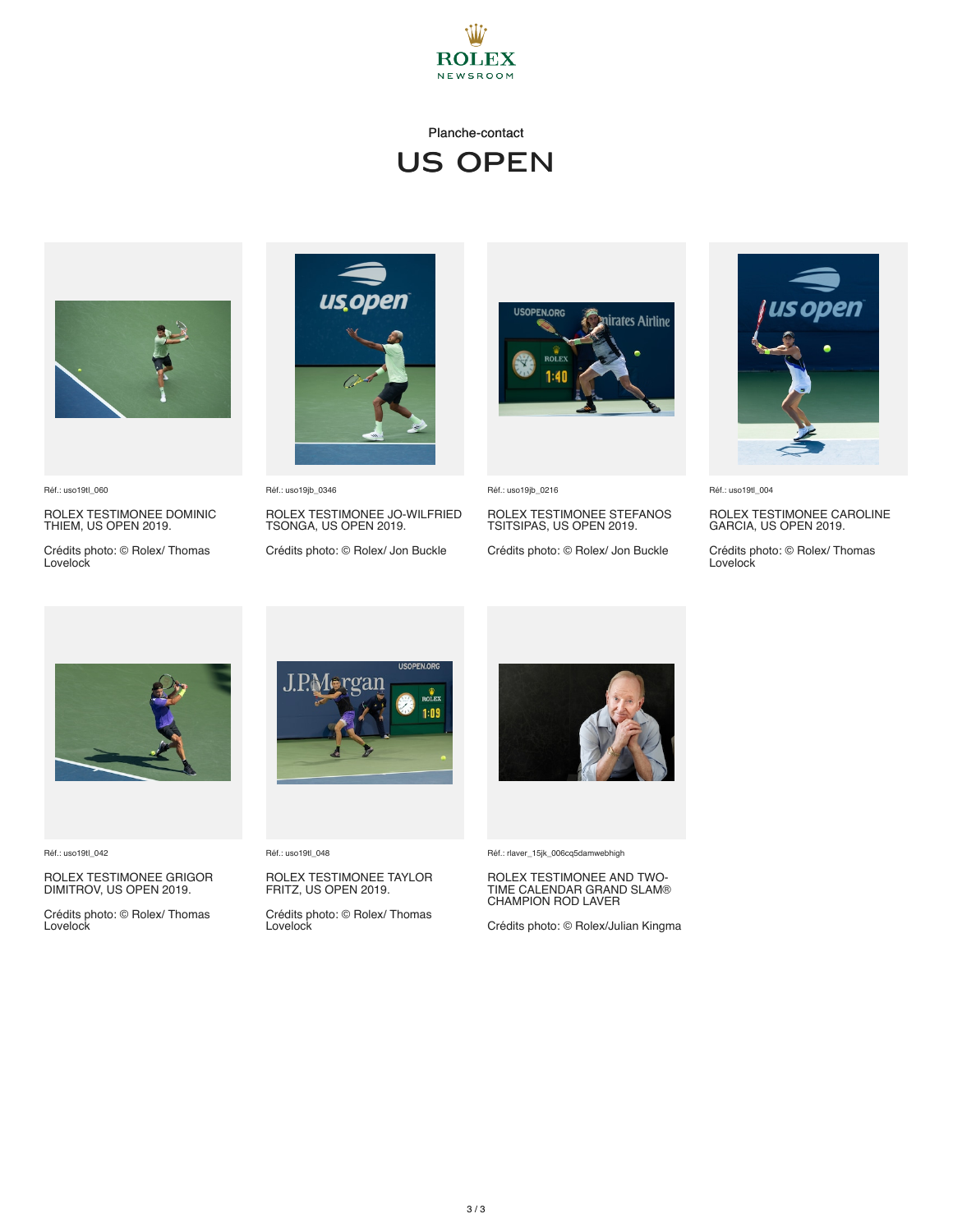ROLEX
NEWSROOM

Planche-contact

# US OPEN

Réf.: uso19tl_060

ROLEX TESTIMONEE DOMINIC THIEM, US OPEN 2019.

Crédits photo: © Rolex/ Thomas Lovelock

Réf.: uso19jb_0346

ROLEX TESTIMONEE JO-WILFRIED TSONGA, US OPEN 2019.

Crédits photo: © Rolex/ Jon Buckle

Réf.: uso19jb_0216

ROLEX TESTIMONEE STEFANOS TSITSIPAS, US OPEN 2019.

Crédits photo: © Rolex/ Jon Buckle

Réf.: uso19tl_004

ROLEX TESTIMONEE CAROLINE GARCIA, US OPEN 2019.

Crédits photo: © Rolex/ Thomas Lovelock

Réf.: uso19tl_042

ROLEX TESTIMONEE GRIGOR DIMITROV, US OPEN 2019.

Crédits photo: © Rolex/ Thomas Lovelock

Réf.: uso19tl_048

ROLEX TESTIMONEE TAYLOR FRITZ, US OPEN 2019.

Crédits photo: © Rolex/ Thomas Lovelock

Réf.: rlaver_15jk_006cq5damwebhigh

ROLEX TESTIMONEE AND TWO-TIME CALENDAR GRAND SLAM® CHAMPION ROD LAVER

Crédits photo: © Rolex/Julian Kingma